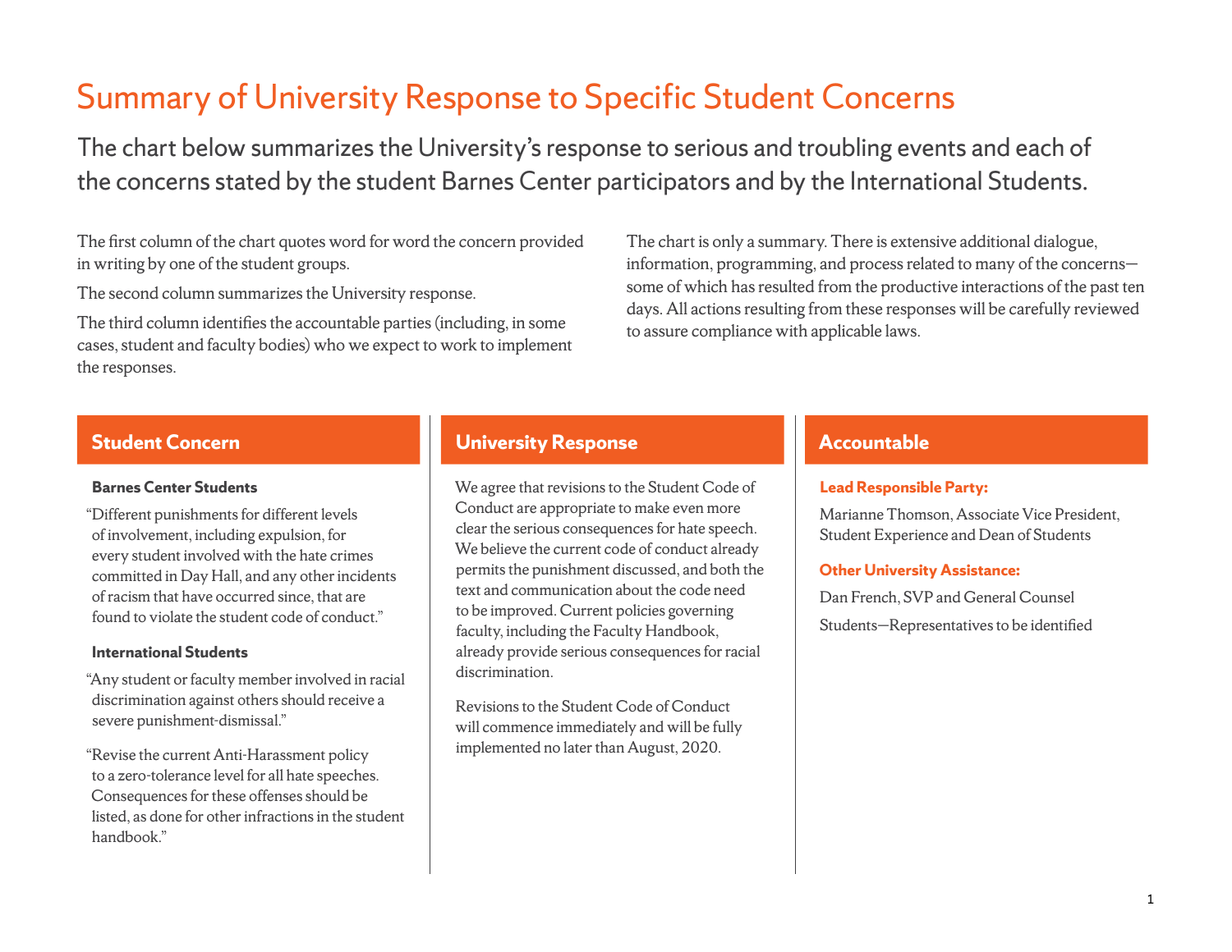# Summary of University Response to Specific Student Concerns

## The chart below summarizes the University's response to serious and troubling events and each of the concerns stated by the student Barnes Center participators and by the International Students.

The first column of the chart quotes word for word the concern provided in writing by one of the student groups.

The second column summarizes the University response.

The third column identifies the accountable parties (including, in some cases, student and faculty bodies) who we expect to work to implement the responses.

The chart is only a summary. There is extensive additional dialogue, information, programming, and process related to many of the concerns—some of which has resulted from the productive interactions of the past ten days. All actions resulting from these responses will be carefully reviewed to assure compliance with applicable laws.

| Student Concern | University Response | Accountable |
| --- | --- | --- |
| **Barnes Center Students**<br><br>"Different punishments for different levels of involvement, including expulsion, for every student involved with the hate crimes committed in Day Hall, and any other incidents of racism that have occurred since, that are found to violate the student code of conduct."<br><br>**International Students**<br><br>"Any student or faculty member involved in racial discrimination against others should receive a severe punishment-dismissal."<br><br>"Revise the current Anti-Harassment policy to a zero-tolerance level for all hate speeches. Consequences for these offenses should be listed, as done for other infractions in the student handbook." | We agree that revisions to the Student Code of Conduct are appropriate to make even more clear the serious consequences for hate speech. We believe the current code of conduct already permits the punishment discussed, and both the text and communication about the code need to be improved. Current policies governing faculty, including the Faculty Handbook, already provide serious consequences for racial discrimination.<br><br>Revisions to the Student Code of Conduct will commence immediately and will be fully implemented no later than August, 2020. | **Lead Responsible Party:**<br><br>Marianne Thomson, Associate Vice President, Student Experience and Dean of Students<br><br>**Other University Assistance:**<br><br>Dan French, SVP and General Counsel<br><br>Students—Representatives to be identified |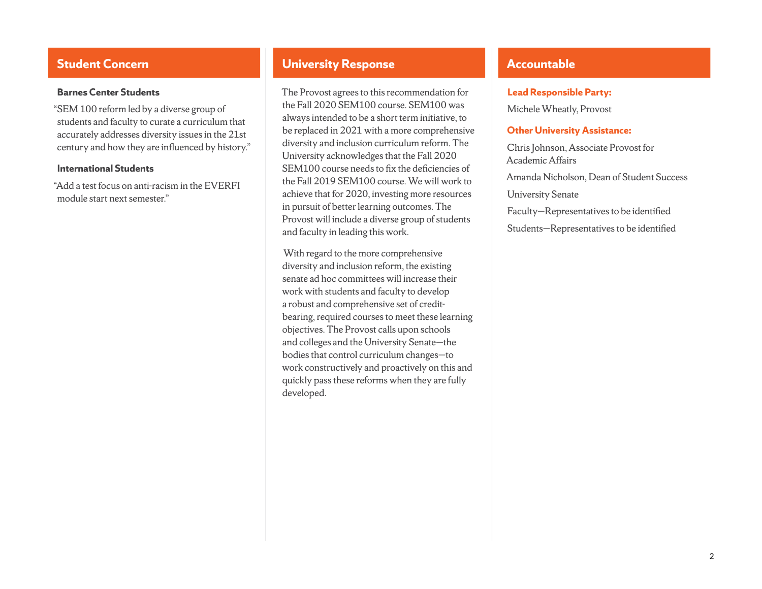## Student Concern

**Barnes Center Students**

"SEM 100 reform led by a diverse group of students and faculty to curate a curriculum that accurately addresses diversity issues in the 21st century and how they are influenced by history."

**International Students**

"Add a test focus on anti-racism in the EVERFI module start next semester."

## University Response

The Provost agrees to this recommendation for the Fall 2020 SEM100 course. SEM100 was always intended to be a short term initiative, to be replaced in 2021 with a more comprehensive diversity and inclusion curriculum reform. The University acknowledges that the Fall 2020 SEM100 course needs to fix the deficiencies of the Fall 2019 SEM100 course. We will work to achieve that for 2020, investing more resources in pursuit of better learning outcomes. The Provost will include a diverse group of students and faculty in leading this work.

With regard to the more comprehensive diversity and inclusion reform, the existing senate ad hoc committees will increase their work with students and faculty to develop a robust and comprehensive set of credit-bearing, required courses to meet these learning objectives. The Provost calls upon schools and colleges and the University Senate—the bodies that control curriculum changes—to work constructively and proactively on this and quickly pass these reforms when they are fully developed.

## Accountable

**Lead Responsible Party:**

Michele Wheatly, Provost

**Other University Assistance:**

Chris Johnson, Associate Provost for Academic Affairs

Amanda Nicholson, Dean of Student Success

University Senate

Faculty—Representatives to be identified

Students—Representatives to be identified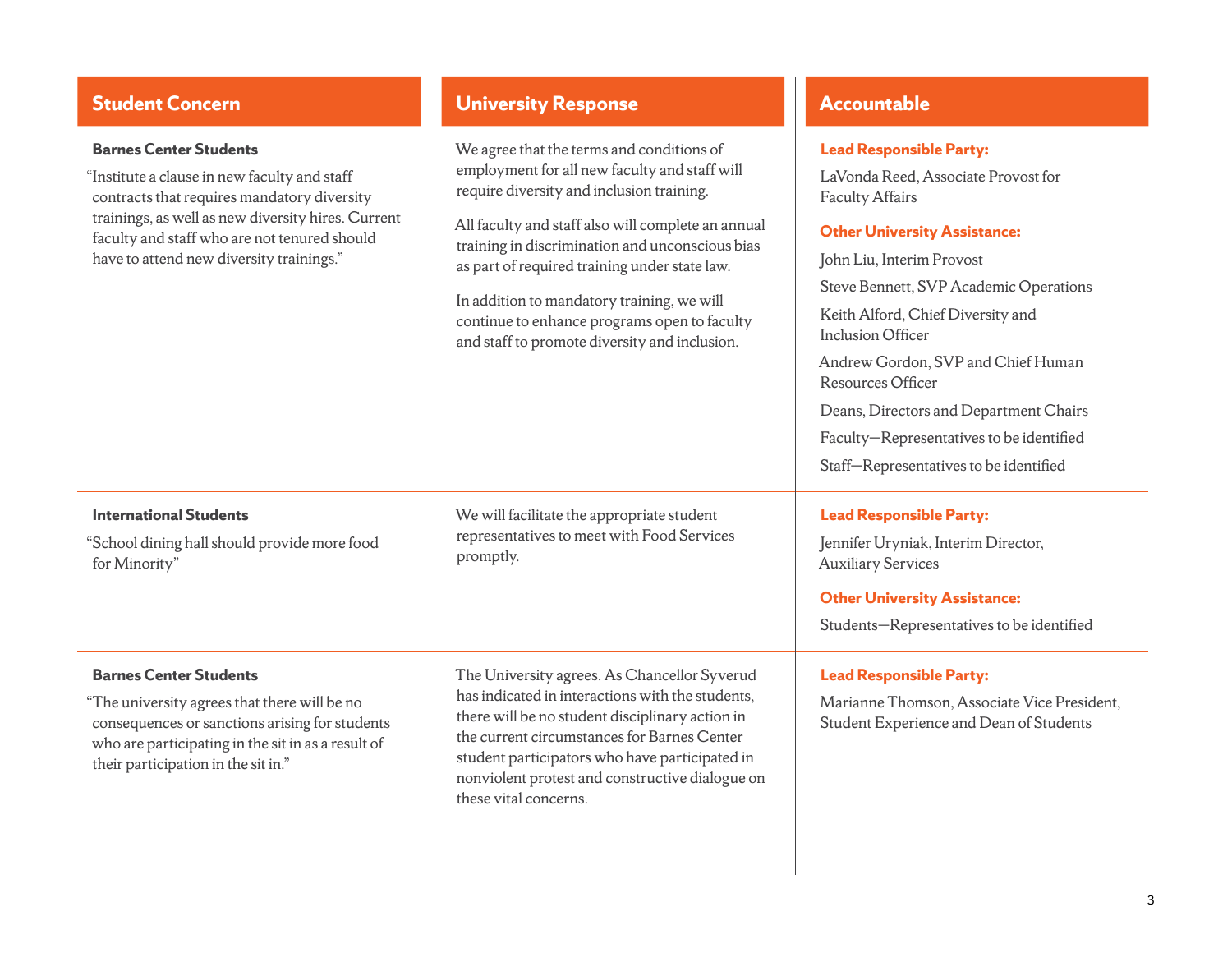| Student Concern | University Response | Accountable |
|---|---|---|
| **Barnes Center Students**<br>"Institute a clause in new faculty and staff contracts that requires mandatory diversity trainings, as well as new diversity hires. Current faculty and staff who are not tenured should have to attend new diversity trainings." | We agree that the terms and conditions of employment for all new faculty and staff will require diversity and inclusion training.<br><br>All faculty and staff also will complete an annual training in discrimination and unconscious bias as part of required training under state law.<br><br>In addition to mandatory training, we will continue to enhance programs open to faculty and staff to promote diversity and inclusion. | **Lead Responsible Party:**<br>LaVonda Reed, Associate Provost for Faculty Affairs<br><br>**Other University Assistance:**<br>John Liu, Interim Provost<br>Steve Bennett, SVP Academic Operations<br>Keith Alford, Chief Diversity and Inclusion Officer<br>Andrew Gordon, SVP and Chief Human Resources Officer<br>Deans, Directors and Department Chairs<br>Faculty—Representatives to be identified<br>Staff—Representatives to be identified |
| **International Students**<br>"School dining hall should provide more food for Minority" | We will facilitate the appropriate student representatives to meet with Food Services promptly. | **Lead Responsible Party:**<br>Jennifer Uryniak, Interim Director, Auxiliary Services<br><br>**Other University Assistance:**<br>Students—Representatives to be identified |
| **Barnes Center Students**<br>"The university agrees that there will be no consequences or sanctions arising for students who are participating in the sit in as a result of their participation in the sit in." | The University agrees. As Chancellor Syverud has indicated in interactions with the students, there will be no student disciplinary action in the current circumstances for Barnes Center student participators who have participated in nonviolent protest and constructive dialogue on these vital concerns. | **Lead Responsible Party:**<br>Marianne Thomson, Associate Vice President, Student Experience and Dean of Students |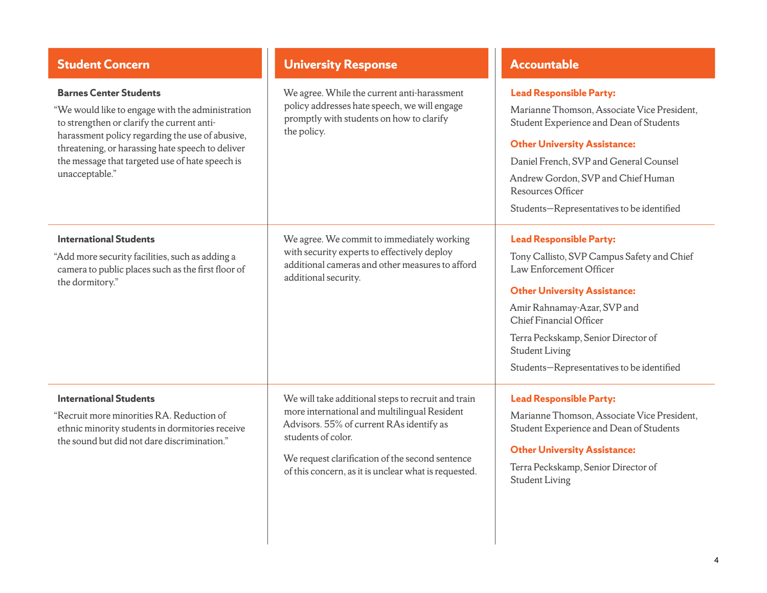| Student Concern | University Response | Accountable |
|---|---|---|
| **Barnes Center Students**<br><br>"We would like to engage with the administration to strengthen or clarify the current anti-harassment policy regarding the use of abusive, threatening, or harassing hate speech to deliver the message that targeted use of hate speech is unacceptable." | We agree. While the current anti-harassment policy addresses hate speech, we will engage promptly with students on how to clarify the policy. | **Lead Responsible Party:**<br><br>Marianne Thomson, Associate Vice President, Student Experience and Dean of Students<br><br>**Other University Assistance:**<br><br>Daniel French, SVP and General Counsel<br><br>Andrew Gordon, SVP and Chief Human Resources Officer<br><br>Students—Representatives to be identified |
| **International Students**<br><br>"Add more security facilities, such as adding a camera to public places such as the first floor of the dormitory." | We agree. We commit to immediately working with security experts to effectively deploy additional cameras and other measures to afford additional security. | **Lead Responsible Party:**<br><br>Tony Callisto, SVP Campus Safety and Chief Law Enforcement Officer<br><br>**Other University Assistance:**<br><br>Amir Rahnamay-Azar, SVP and Chief Financial Officer<br><br>Terra Peckskamp, Senior Director of Student Living<br><br>Students—Representatives to be identified |
| **International Students**<br><br>"Recruit more minorities RA. Reduction of ethnic minority students in dormitories receive the sound but did not dare discrimination." | We will take additional steps to recruit and train more international and multilingual Resident Advisors. 55% of current RAs identify as students of color.<br><br>We request clarification of the second sentence of this concern, as it is unclear what is requested. | **Lead Responsible Party:**<br><br>Marianne Thomson, Associate Vice President, Student Experience and Dean of Students<br><br>**Other University Assistance:**<br><br>Terra Peckskamp, Senior Director of Student Living |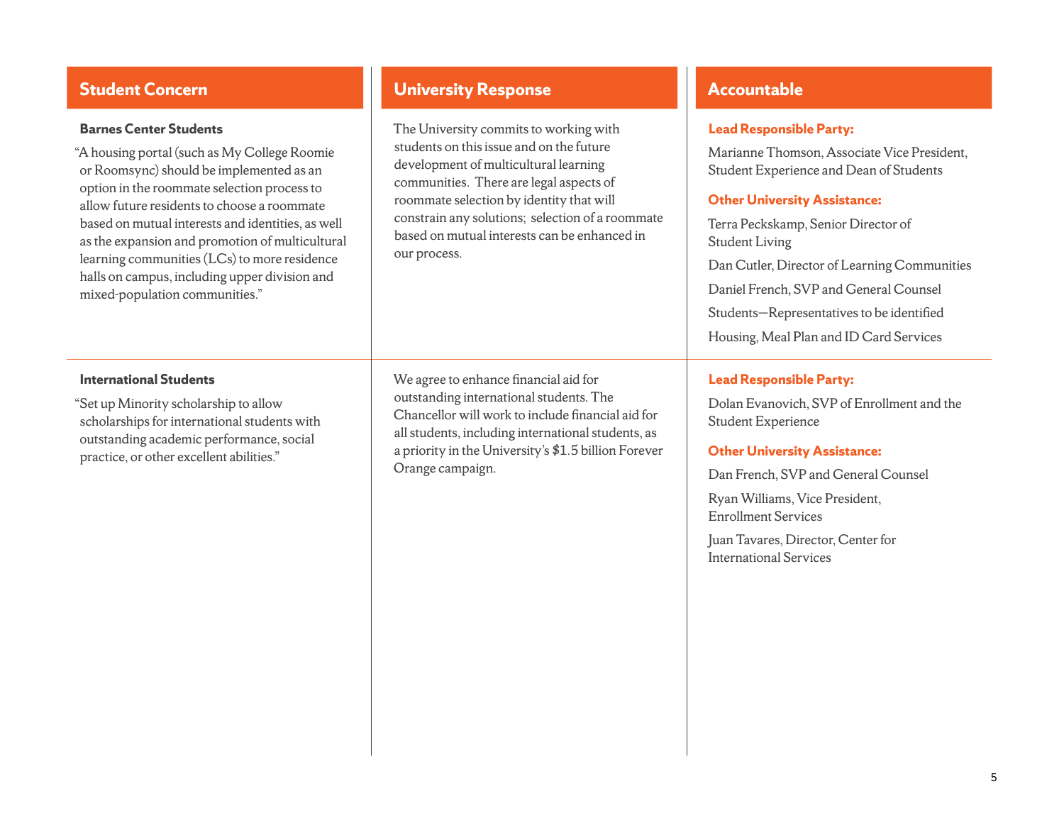| Student Concern | University Response | Accountable |
| --- | --- | --- |
| **Barnes Center Students**<br>"A housing portal (such as My College Roomie or Roomsync) should be implemented as an option in the roommate selection process to allow future residents to choose a roommate based on mutual interests and identities, as well as the expansion and promotion of multicultural learning communities (LCs) to more residence halls on campus, including upper division and mixed-population communities." | The University commits to working with students on this issue and on the future development of multicultural learning communities. There are legal aspects of roommate selection by identity that will constrain any solutions; selection of a roommate based on mutual interests can be enhanced in our process. | **Lead Responsible Party:**<br>Marianne Thomson, Associate Vice President, Student Experience and Dean of Students<br>**Other University Assistance:**<br>Terra Peckskamp, Senior Director of Student Living<br>Dan Cutler, Director of Learning Communities<br>Daniel French, SVP and General Counsel<br>Students—Representatives to be identified<br>Housing, Meal Plan and ID Card Services |
| **International Students**<br>"Set up Minority scholarship to allow scholarships for international students with outstanding academic performance, social practice, or other excellent abilities." | We agree to enhance financial aid for outstanding international students. The Chancellor will work to include financial aid for all students, including international students, as a priority in the University's $1.5 billion Forever Orange campaign. | **Lead Responsible Party:**<br>Dolan Evanovich, SVP of Enrollment and the Student Experience<br>**Other University Assistance:**<br>Dan French, SVP and General Counsel<br>Ryan Williams, Vice President, Enrollment Services<br>Juan Tavares, Director, Center for International Services |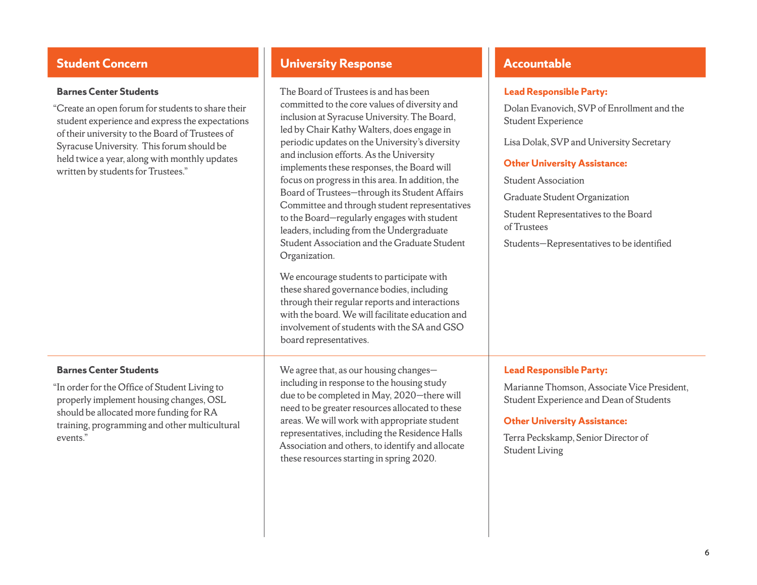| Student Concern | University Response | Accountable |
|---|---|---|
| **Barnes Center Students**<br><br>"Create an open forum for students to share their student experience and express the expectations of their university to the Board of Trustees of Syracuse University. This forum should be held twice a year, along with monthly updates written by students for Trustees." | The Board of Trustees is and has been committed to the core values of diversity and inclusion at Syracuse University. The Board, led by Chair Kathy Walters, does engage in periodic updates on the University's diversity and inclusion efforts. As the University implements these responses, the Board will focus on progress in this area. In addition, the Board of Trustees—through its Student Affairs Committee and through student representatives to the Board—regularly engages with student leaders, including from the Undergraduate Student Association and the Graduate Student Organization.<br><br>We encourage students to participate with these shared governance bodies, including through their regular reports and interactions with the board. We will facilitate education and involvement of students with the SA and GSO board representatives. | **Lead Responsible Party:**<br><br>Dolan Evanovich, SVP of Enrollment and the Student Experience<br><br>Lisa Dolak, SVP and University Secretary<br><br>**Other University Assistance:**<br><br>Student Association<br><br>Graduate Student Organization<br><br>Student Representatives to the Board of Trustees<br><br>Students—Representatives to be identified |
| **Barnes Center Students**<br><br>"In order for the Office of Student Living to properly implement housing changes, OSL should be allocated more funding for RA training, programming and other multicultural events." | We agree that, as our housing changes—including in response to the housing study due to be completed in May, 2020—there will need to be greater resources allocated to these areas. We will work with appropriate student representatives, including the Residence Halls Association and others, to identify and allocate these resources starting in spring 2020. | **Lead Responsible Party:**<br><br>Marianne Thomson, Associate Vice President, Student Experience and Dean of Students<br><br>**Other University Assistance:**<br><br>Terra Peckskamp, Senior Director of Student Living |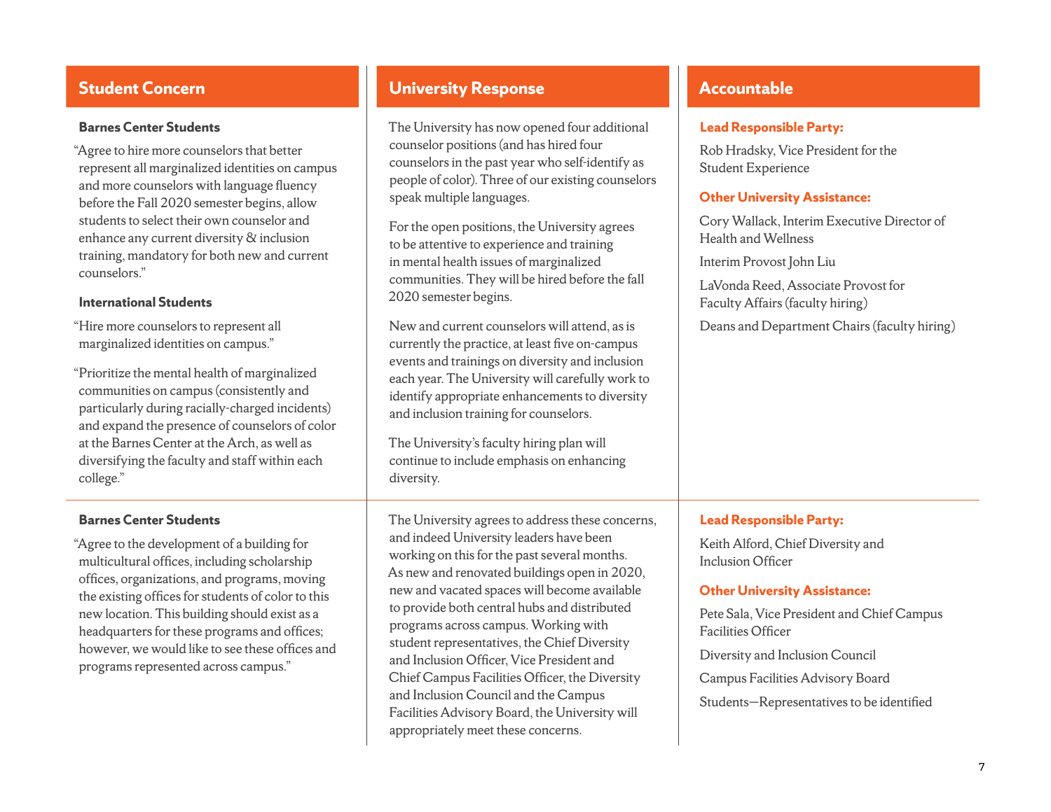| Student Concern | University Response | Accountable |
|---|---|---|
| **Barnes Center Students**<br><br>"Agree to hire more counselors that better represent all marginalized identities on campus and more counselors with language fluency before the Fall 2020 semester begins, allow students to select their own counselor and enhance any current diversity & inclusion training, mandatory for both new and current counselors."<br><br>**International Students**<br><br>"Hire more counselors to represent all marginalized identities on campus."<br><br>"Prioritize the mental health of marginalized communities on campus (consistently and particularly during racially-charged incidents) and expand the presence of counselors of color at the Barnes Center at the Arch, as well as diversifying the faculty and staff within each college." | The University has now opened four additional counselor positions (and has hired four counselors in the past year who self-identify as people of color). Three of our existing counselors speak multiple languages.<br><br>For the open positions, the University agrees to be attentive to experience and training in mental health issues of marginalized communities. They will be hired before the fall 2020 semester begins.<br><br>New and current counselors will attend, as is currently the practice, at least five on-campus events and trainings on diversity and inclusion each year. The University will carefully work to identify appropriate enhancements to diversity and inclusion training for counselors.<br><br>The University's faculty hiring plan will continue to include emphasis on enhancing diversity. | **Lead Responsible Party:**<br><br>Rob Hradsky, Vice President for the Student Experience<br><br>**Other University Assistance:**<br><br>Cory Wallack, Interim Executive Director of Health and Wellness<br><br>Interim Provost John Liu<br><br>LaVonda Reed, Associate Provost for Faculty Affairs (faculty hiring)<br><br>Deans and Department Chairs (faculty hiring) |
| **Barnes Center Students**<br><br>"Agree to the development of a building for multicultural offices, including scholarship offices, organizations, and programs, moving the existing offices for students of color to this new location. This building should exist as a headquarters for these programs and offices; however, we would like to see these offices and programs represented across campus." | The University agrees to address these concerns, and indeed University leaders have been working on this for the past several months. As new and renovated buildings open in 2020, new and vacated spaces will become available to provide both central hubs and distributed programs across campus. Working with student representatives, the Chief Diversity and Inclusion Officer, Vice President and Chief Campus Facilities Officer, the Diversity and Inclusion Council and the Campus Facilities Advisory Board, the University will appropriately meet these concerns. | **Lead Responsible Party:**<br><br>Keith Alford, Chief Diversity and Inclusion Officer<br><br>**Other University Assistance:**<br><br>Pete Sala, Vice President and Chief Campus Facilities Officer<br><br>Diversity and Inclusion Council<br><br>Campus Facilities Advisory Board<br><br>Students—Representatives to be identified |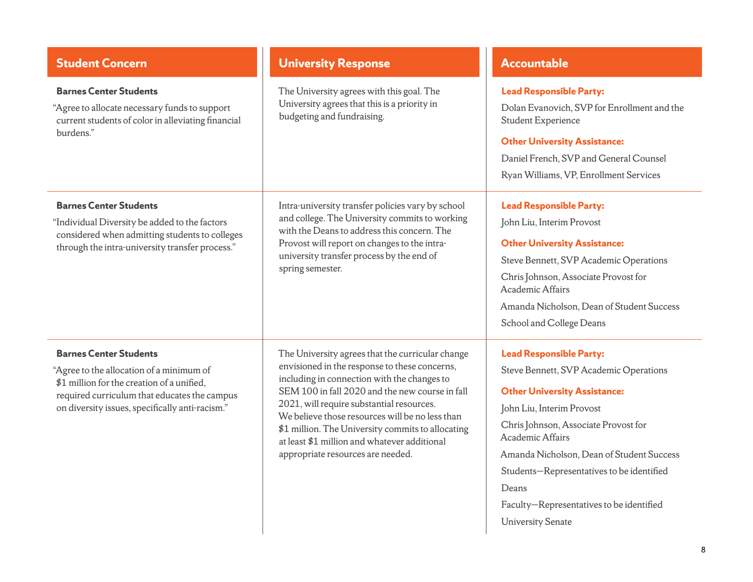| Student Concern | University Response | Accountable |
|---|---|---|
| **Barnes Center Students**<br>"Agree to allocate necessary funds to support current students of color in alleviating financial burdens." | The University agrees with this goal. The University agrees that this is a priority in budgeting and fundraising. | **Lead Responsible Party:**<br>Dolan Evanovich, SVP for Enrollment and the Student Experience<br>**Other University Assistance:**<br>Daniel French, SVP and General Counsel<br>Ryan Williams, VP, Enrollment Services |
| **Barnes Center Students**<br>"Individual Diversity be added to the factors considered when admitting students to colleges through the intra-university transfer process." | Intra-university transfer policies vary by school and college. The University commits to working with the Deans to address this concern. The Provost will report on changes to the intra-university transfer process by the end of spring semester. | **Lead Responsible Party:**<br>John Liu, Interim Provost<br>**Other University Assistance:**<br>Steve Bennett, SVP Academic Operations<br>Chris Johnson, Associate Provost for Academic Affairs<br>Amanda Nicholson, Dean of Student Success<br>School and College Deans |
| **Barnes Center Students**<br>"Agree to the allocation of a minimum of $1 million for the creation of a unified, required curriculum that educates the campus on diversity issues, specifically anti-racism." | The University agrees that the curricular change envisioned in the response to these concerns, including in connection with the changes to SEM 100 in fall 2020 and the new course in fall 2021, will require substantial resources. We believe those resources will be no less than $1 million. The University commits to allocating at least $1 million and whatever additional appropriate resources are needed. | **Lead Responsible Party:**<br>Steve Bennett, SVP Academic Operations<br>**Other University Assistance:**<br>John Liu, Interim Provost<br>Chris Johnson, Associate Provost for Academic Affairs<br>Amanda Nicholson, Dean of Student Success<br>Students—Representatives to be identified<br>Deans<br>Faculty—Representatives to be identified<br>University Senate |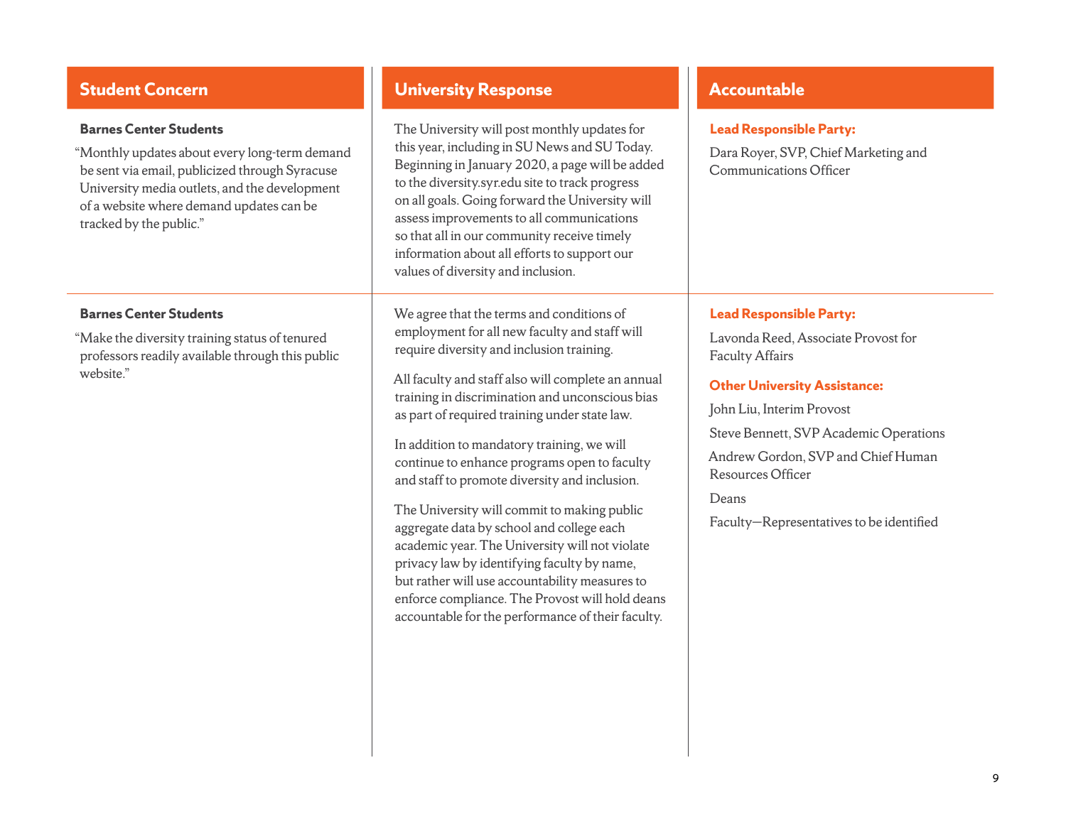| Student Concern | University Response | Accountable |
| --- | --- | --- |
| **Barnes Center Students**<br><br>"Monthly updates about every long-term demand be sent via email, publicized through Syracuse University media outlets, and the development of a website where demand updates can be tracked by the public." | The University will post monthly updates for this year, including in SU News and SU Today. Beginning in January 2020, a page will be added to the diversity.syr.edu site to track progress on all goals. Going forward the University will assess improvements to all communications so that all in our community receive timely information about all efforts to support our values of diversity and inclusion. | **Lead Responsible Party:**<br><br>Dara Royer, SVP, Chief Marketing and Communications Officer |
| **Barnes Center Students**<br><br>"Make the diversity training status of tenured professors readily available through this public website." | We agree that the terms and conditions of employment for all new faculty and staff will require diversity and inclusion training.<br><br>All faculty and staff also will complete an annual training in discrimination and unconscious bias as part of required training under state law.<br><br>In addition to mandatory training, we will continue to enhance programs open to faculty and staff to promote diversity and inclusion.<br><br>The University will commit to making public aggregate data by school and college each academic year. The University will not violate privacy law by identifying faculty by name, but rather will use accountability measures to enforce compliance. The Provost will hold deans accountable for the performance of their faculty. | **Lead Responsible Party:**<br><br>Lavonda Reed, Associate Provost for Faculty Affairs<br><br>**Other University Assistance:**<br><br>John Liu, Interim Provost<br><br>Steve Bennett, SVP Academic Operations<br><br>Andrew Gordon, SVP and Chief Human Resources Officer<br><br>Deans<br><br>Faculty—Representatives to be identified |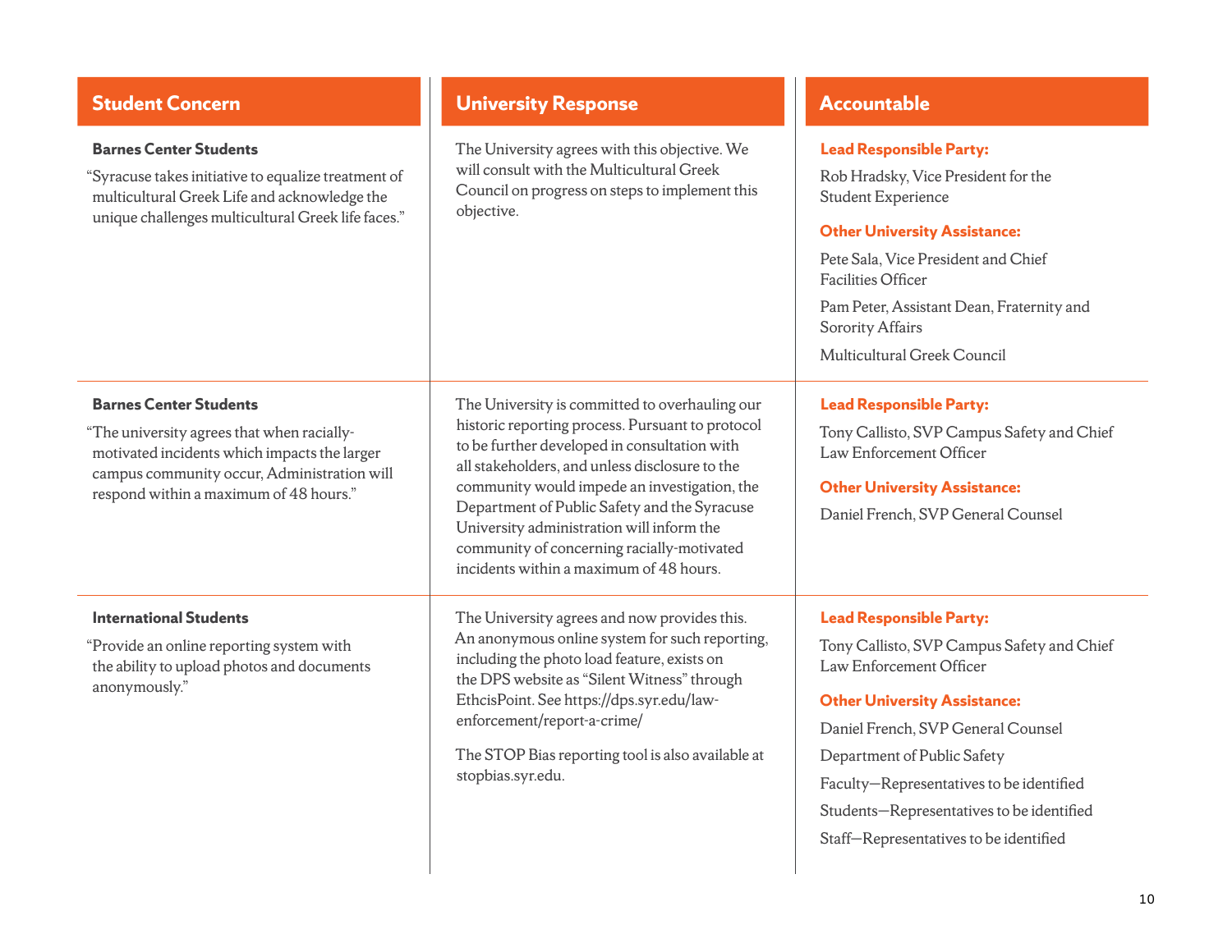| Student Concern | University Response | Accountable |
| --- | --- | --- |
| **Barnes Center Students**<br><br>"Syracuse takes initiative to equalize treatment of multicultural Greek Life and acknowledge the unique challenges multicultural Greek life faces." | The University agrees with this objective. We will consult with the Multicultural Greek Council on progress on steps to implement this objective. | **Lead Responsible Party:**<br><br>Rob Hradsky, Vice President for the Student Experience<br><br>**Other University Assistance:**<br><br>Pete Sala, Vice President and Chief Facilities Officer<br><br>Pam Peter, Assistant Dean, Fraternity and Sorority Affairs<br><br>Multicultural Greek Council |
| **Barnes Center Students**<br><br>"The university agrees that when racially-motivated incidents which impacts the larger campus community occur, Administration will respond within a maximum of 48 hours." | The University is committed to overhauling our historic reporting process. Pursuant to protocol to be further developed in consultation with all stakeholders, and unless disclosure to the community would impede an investigation, the Department of Public Safety and the Syracuse University administration will inform the community of concerning racially-motivated incidents within a maximum of 48 hours. | **Lead Responsible Party:**<br><br>Tony Callisto, SVP Campus Safety and Chief Law Enforcement Officer<br><br>**Other University Assistance:**<br><br>Daniel French, SVP General Counsel |
| **International Students**<br><br>"Provide an online reporting system with the ability to upload photos and documents anonymously." | The University agrees and now provides this. An anonymous online system for such reporting, including the photo load feature, exists on the DPS website as "Silent Witness" through EthcisPoint. See https://dps.syr.edu/law-enforcement/report-a-crime/<br><br>The STOP Bias reporting tool is also available at stopbias.syr.edu. | **Lead Responsible Party:**<br><br>Tony Callisto, SVP Campus Safety and Chief Law Enforcement Officer<br><br>**Other University Assistance:**<br><br>Daniel French, SVP General Counsel<br><br>Department of Public Safety<br><br>Faculty—Representatives to be identified<br><br>Students—Representatives to be identified<br><br>Staff—Representatives to be identified |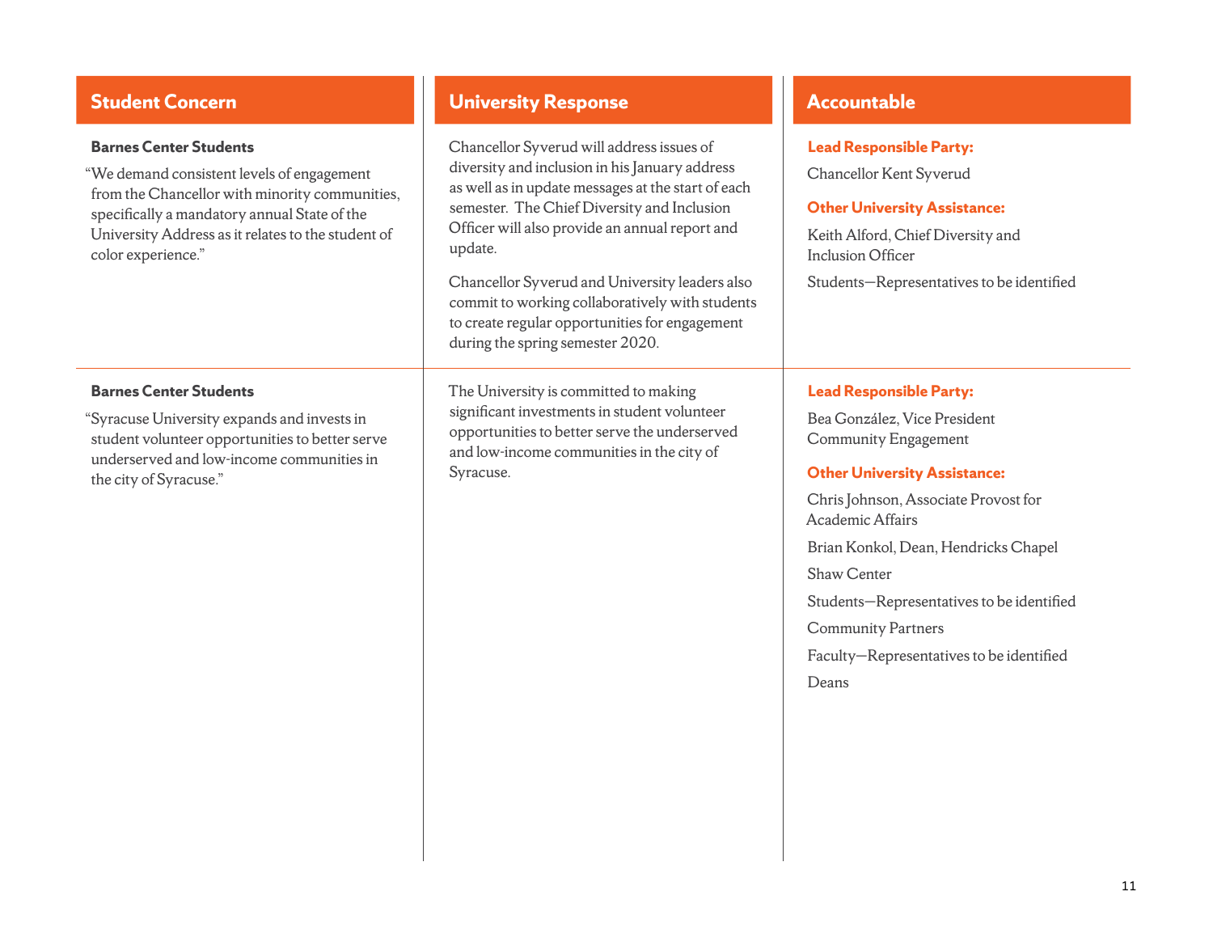| Student Concern | University Response | Accountable |
|---|---|---|
| **Barnes Center Students**<br>"We demand consistent levels of engagement from the Chancellor with minority communities, specifically a mandatory annual State of the University Address as it relates to the student of color experience." | Chancellor Syverud will address issues of diversity and inclusion in his January address as well as in update messages at the start of each semester. The Chief Diversity and Inclusion Officer will also provide an annual report and update.<br><br>Chancellor Syverud and University leaders also commit to working collaboratively with students to create regular opportunities for engagement during the spring semester 2020. | **Lead Responsible Party:**<br>Chancellor Kent Syverud<br><br>**Other University Assistance:**<br>Keith Alford, Chief Diversity and Inclusion Officer<br>Students—Representatives to be identified |
| **Barnes Center Students**<br>"Syracuse University expands and invests in student volunteer opportunities to better serve underserved and low-income communities in the city of Syracuse." | The University is committed to making significant investments in student volunteer opportunities to better serve the underserved and low-income communities in the city of Syracuse. | **Lead Responsible Party:**<br>Bea González, Vice President Community Engagement<br><br>**Other University Assistance:**<br>Chris Johnson, Associate Provost for Academic Affairs<br>Brian Konkol, Dean, Hendricks Chapel<br>Shaw Center<br>Students—Representatives to be identified<br>Community Partners<br>Faculty—Representatives to be identified<br>Deans |